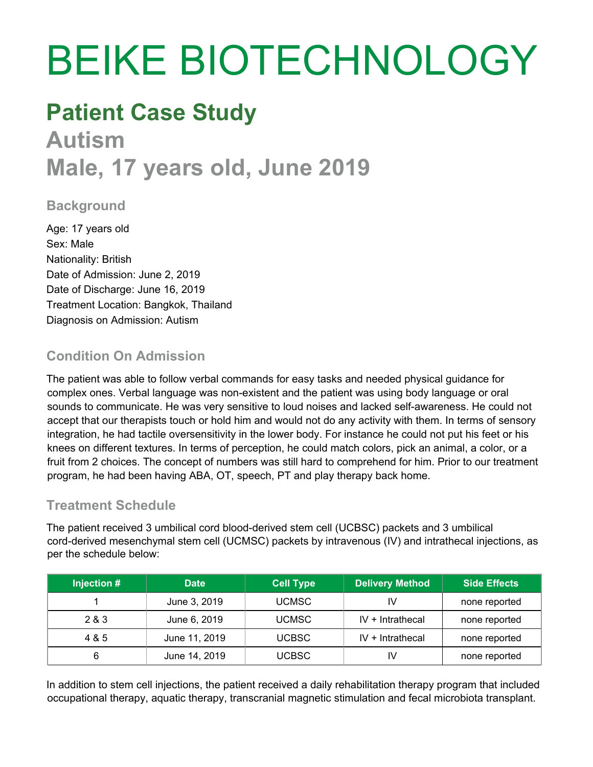# BEIKE BIOTECHNOLOGY

## Patient Case Study

## Autism

## Male, 17 years old, June 2019

### Background

Age: 17 years old
Sex: Male
Nationality: British
Date of Admission: June 2, 2019
Date of Discharge: June 16, 2019
Treatment Location: Bangkok, Thailand
Diagnosis on Admission: Autism

### Condition On Admission

The patient was able to follow verbal commands for easy tasks and needed physical guidance for complex ones. Verbal language was non-existent and the patient was using body language or oral sounds to communicate. He was very sensitive to loud noises and lacked self-awareness. He could not accept that our therapists touch or hold him and would not do any activity with them. In terms of sensory integration, he had tactile oversensitivity in the lower body. For instance he could not put his feet or his knees on different textures. In terms of perception, he could match colors, pick an animal, a color, or a fruit from 2 choices. The concept of numbers was still hard to comprehend for him. Prior to our treatment program, he had been having ABA, OT, speech, PT and play therapy back home.

### Treatment Schedule

The patient received 3 umbilical cord blood-derived stem cell (UCBSC) packets and 3 umbilical cord-derived mesenchymal stem cell (UCMSC) packets by intravenous (IV) and intrathecal injections, as per the schedule below:

| Injection # | Date | Cell Type | Delivery Method | Side Effects |
| --- | --- | --- | --- | --- |
| 1 | June 3, 2019 | UCMSC | IV | none reported |
| 2 & 3 | June 6, 2019 | UCMSC | IV + Intrathecal | none reported |
| 4 & 5 | June 11, 2019 | UCBSC | IV + Intrathecal | none reported |
| 6 | June 14, 2019 | UCBSC | IV | none reported |

In addition to stem cell injections, the patient received a daily rehabilitation therapy program that included occupational therapy, aquatic therapy, transcranial magnetic stimulation and fecal microbiota transplant.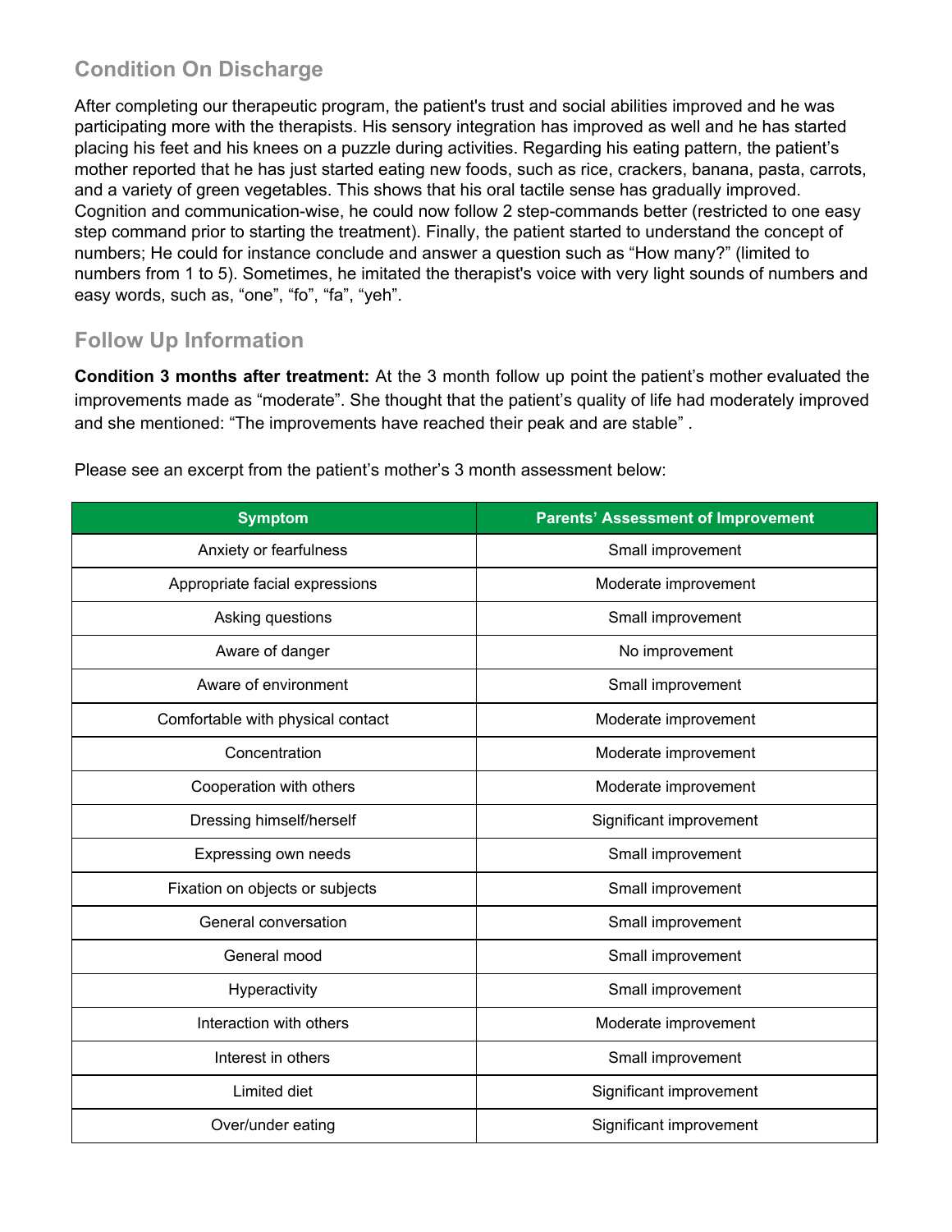## Condition On Discharge

After completing our therapeutic program, the patient's trust and social abilities improved and he was participating more with the therapists. His sensory integration has improved as well and he has started placing his feet and his knees on a puzzle during activities. Regarding his eating pattern, the patient's mother reported that he has just started eating new foods, such as rice, crackers, banana, pasta, carrots, and a variety of green vegetables. This shows that his oral tactile sense has gradually improved. Cognition and communication-wise, he could now follow 2 step-commands better (restricted to one easy step command prior to starting the treatment). Finally, the patient started to understand the concept of numbers; He could for instance conclude and answer a question such as "How many?" (limited to numbers from 1 to 5). Sometimes, he imitated the therapist's voice with very light sounds of numbers and easy words, such as, "one", "fo", "fa", "yeh".

## Follow Up Information

**Condition 3 months after treatment:** At the 3 month follow up point the patient's mother evaluated the improvements made as "moderate". She thought that the patient's quality of life had moderately improved and she mentioned: "The improvements have reached their peak and are stable" .

Please see an excerpt from the patient's mother's 3 month assessment below:

| Symptom | Parents' Assessment of Improvement |
| --- | --- |
| Anxiety or fearfulness | Small improvement |
| Appropriate facial expressions | Moderate improvement |
| Asking questions | Small improvement |
| Aware of danger | No improvement |
| Aware of environment | Small improvement |
| Comfortable with physical contact | Moderate improvement |
| Concentration | Moderate improvement |
| Cooperation with others | Moderate improvement |
| Dressing himself/herself | Significant improvement |
| Expressing own needs | Small improvement |
| Fixation on objects or subjects | Small improvement |
| General conversation | Small improvement |
| General mood | Small improvement |
| Hyperactivity | Small improvement |
| Interaction with others | Moderate improvement |
| Interest in others | Small improvement |
| Limited diet | Significant improvement |
| Over/under eating | Significant improvement |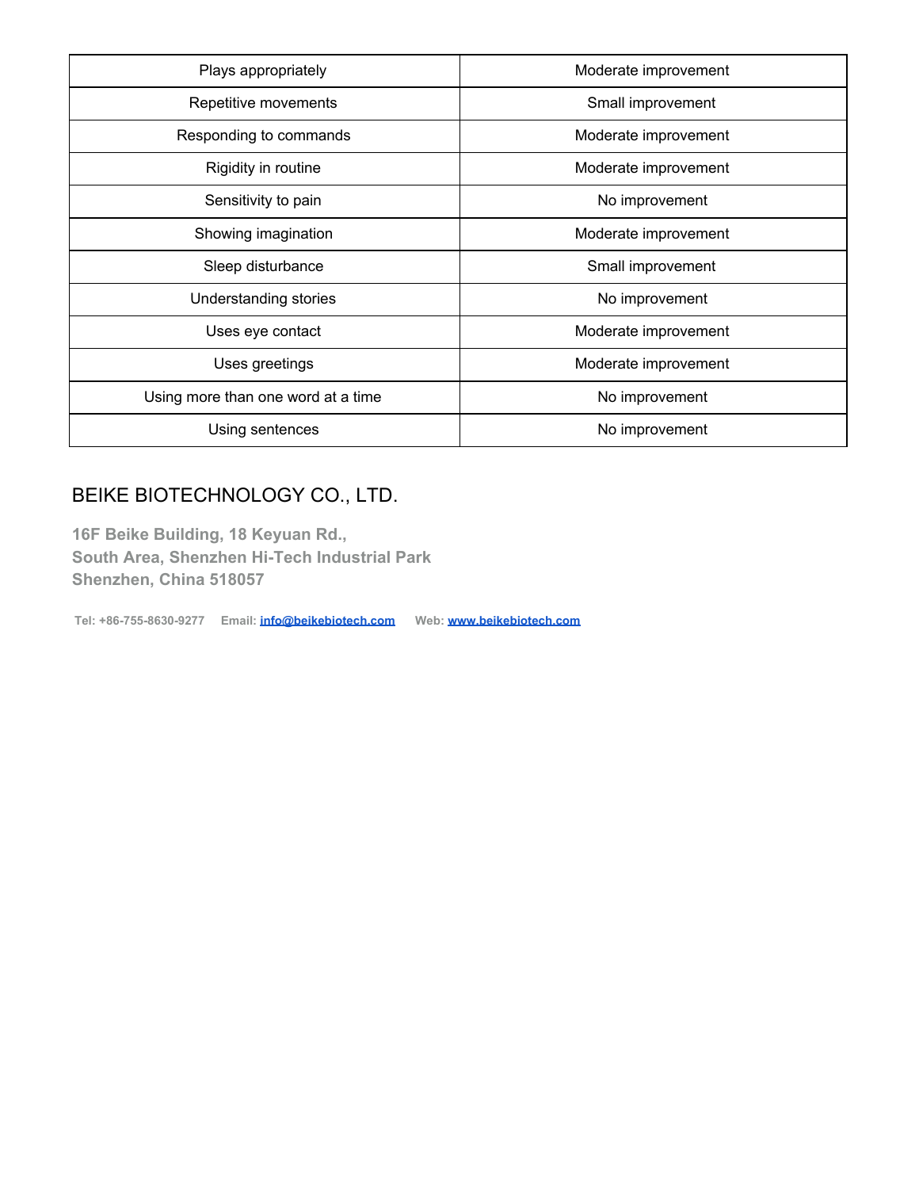| | |
|---|---|
| Plays appropriately | Moderate improvement |
| Repetitive movements | Small improvement |
| Responding to commands | Moderate improvement |
| Rigidity in routine | Moderate improvement |
| Sensitivity to pain | No improvement |
| Showing imagination | Moderate improvement |
| Sleep disturbance | Small improvement |
| Understanding stories | No improvement |
| Uses eye contact | Moderate improvement |
| Uses greetings | Moderate improvement |
| Using more than one word at a time | No improvement |
| Using sentences | No improvement |

BEIKE BIOTECHNOLOGY CO., LTD.

**16F Beike Building, 18 Keyuan Rd.,**
**South Area, Shenzhen Hi-Tech Industrial Park**
**Shenzhen, China 518057**

**Tel: +86-755-8630-9277 Email: info@beikebiotech.com Web: www.beikebiotech.com**